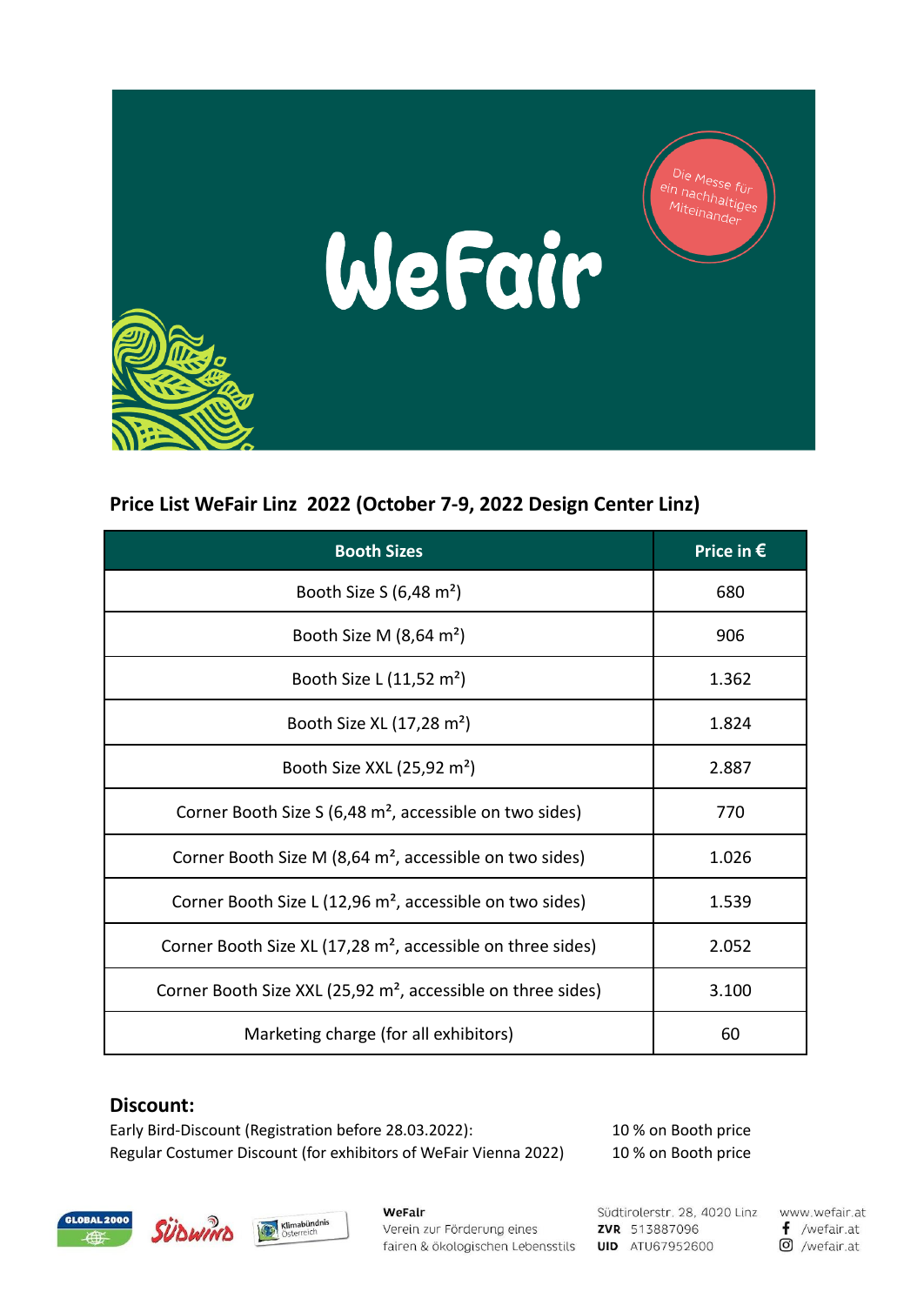# WeFair

Die Messe für ein nachhaltiges Miteinander

## Price List WeFair Linz 2022 (October 7-9, 2022 Design Center Linz)

| Booth Sizes | Price in € |
|---|---|
| Booth Size S (6,48 m²) | 680 |
| Booth Size M (8,64 m²) | 906 |
| Booth Size L (11,52 m²) | 1.362 |
| Booth Size XL (17,28 m²) | 1.824 |
| Booth Size XXL (25,92 m²) | 2.887 |
| Corner Booth Size S (6,48 m², accessible on two sides) | 770 |
| Corner Booth Size M (8,64 m², accessible on two sides) | 1.026 |
| Corner Booth Size L (12,96 m², accessible on two sides) | 1.539 |
| Corner Booth Size XL (17,28 m², accessible on three sides) | 2.052 |
| Corner Booth Size XXL (25,92 m², accessible on three sides) | 3.100 |
| Marketing charge (for all exhibitors) | 60 |

### Discount:

Early Bird-Discount (Registration before 28.03.2022): 10 % on Booth price

Regular Costumer Discount (for exhibitors of WeFair Vienna 2022) 10 % on Booth price

GLOBAL 2000 · Südwind · Klimabündnis Österreich

**WeFair**
Verein zur Förderung eines fairen & ökologischen Lebensstils

Südtirolerstr. 28, 4020 Linz
**ZVR** 513887096
**UID** ATU67952600

www.wefair.at
/wefair.at
/wefair.at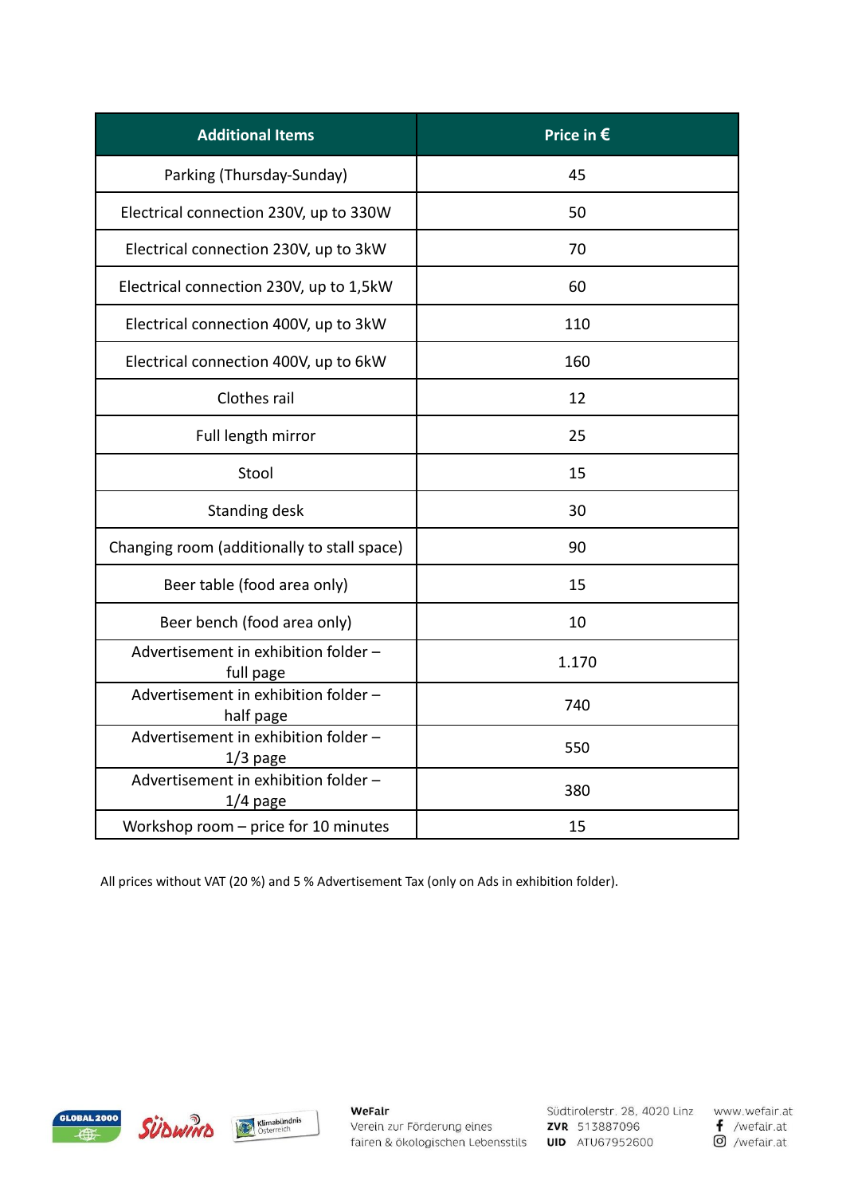| Additional Items | Price in € |
|---|---|
| Parking (Thursday-Sunday) | 45 |
| Electrical connection 230V, up to 330W | 50 |
| Electrical connection 230V, up to 3kW | 70 |
| Electrical connection 230V, up to 1,5kW | 60 |
| Electrical connection 400V, up to 3kW | 110 |
| Electrical connection 400V, up to 6kW | 160 |
| Clothes rail | 12 |
| Full length mirror | 25 |
| Stool | 15 |
| Standing desk | 30 |
| Changing room (additionally to stall space) | 90 |
| Beer table (food area only) | 15 |
| Beer bench (food area only) | 10 |
| Advertisement in exhibition folder – full page | 1.170 |
| Advertisement in exhibition folder – half page | 740 |
| Advertisement in exhibition folder – 1/3 page | 550 |
| Advertisement in exhibition folder – 1/4 page | 380 |
| Workshop room – price for 10 minutes | 15 |

All prices without VAT (20 %) and 5 % Advertisement Tax (only on Ads in exhibition folder).